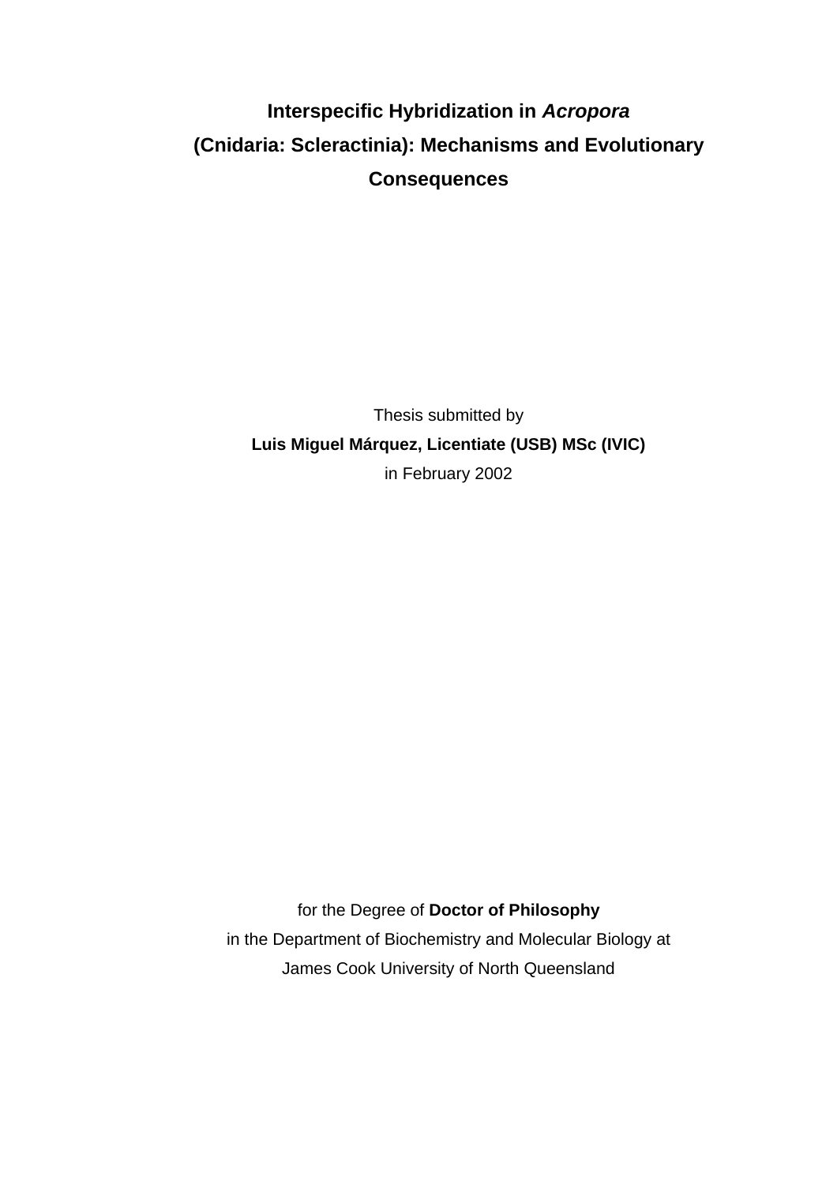# Interspecific Hybridization in *Acropora* (Cnidaria: Scleractinia): Mechanisms and Evolutionary Consequences

Thesis submitted by

**Luis Miguel Márquez, Licentiate (USB) MSc (IVIC)**

in February 2002

for the Degree of **Doctor of Philosophy**

in the Department of Biochemistry and Molecular Biology at

James Cook University of North Queensland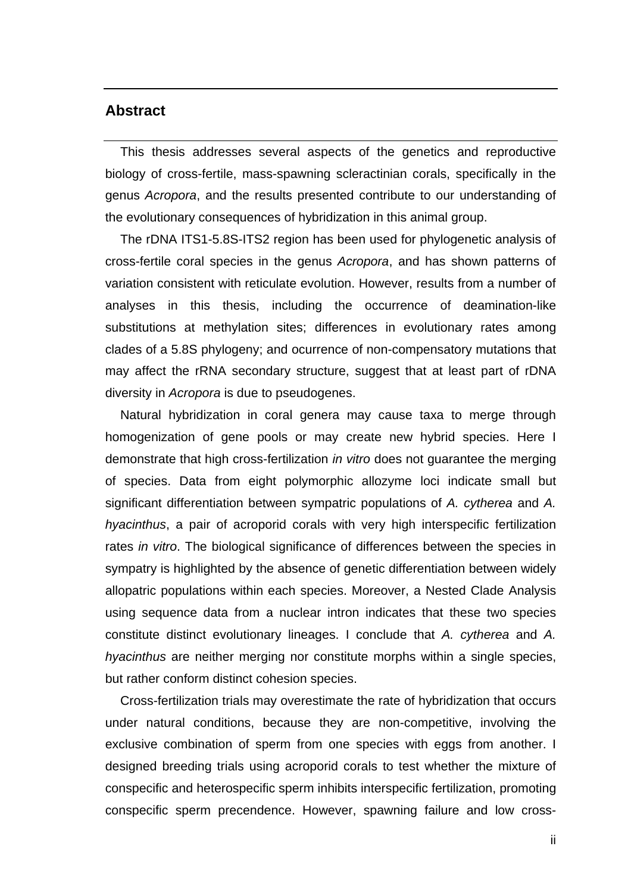## Abstract

This thesis addresses several aspects of the genetics and reproductive biology of cross-fertile, mass-spawning scleractinian corals, specifically in the genus *Acropora*, and the results presented contribute to our understanding of the evolutionary consequences of hybridization in this animal group.

The rDNA ITS1-5.8S-ITS2 region has been used for phylogenetic analysis of cross-fertile coral species in the genus *Acropora*, and has shown patterns of variation consistent with reticulate evolution. However, results from a number of analyses in this thesis, including the occurrence of deamination-like substitutions at methylation sites; differences in evolutionary rates among clades of a 5.8S phylogeny; and ocurrence of non-compensatory mutations that may affect the rRNA secondary structure, suggest that at least part of rDNA diversity in *Acropora* is due to pseudogenes.

Natural hybridization in coral genera may cause taxa to merge through homogenization of gene pools or may create new hybrid species. Here I demonstrate that high cross-fertilization *in vitro* does not guarantee the merging of species. Data from eight polymorphic allozyme loci indicate small but significant differentiation between sympatric populations of *A. cytherea* and *A. hyacinthus*, a pair of acroporid corals with very high interspecific fertilization rates *in vitro*. The biological significance of differences between the species in sympatry is highlighted by the absence of genetic differentiation between widely allopatric populations within each species. Moreover, a Nested Clade Analysis using sequence data from a nuclear intron indicates that these two species constitute distinct evolutionary lineages. I conclude that *A. cytherea* and *A. hyacinthus* are neither merging nor constitute morphs within a single species, but rather conform distinct cohesion species.

Cross-fertilization trials may overestimate the rate of hybridization that occurs under natural conditions, because they are non-competitive, involving the exclusive combination of sperm from one species with eggs from another. I designed breeding trials using acroporid corals to test whether the mixture of conspecific and heterospecific sperm inhibits interspecific fertilization, promoting conspecific sperm precendence. However, spawning failure and low cross-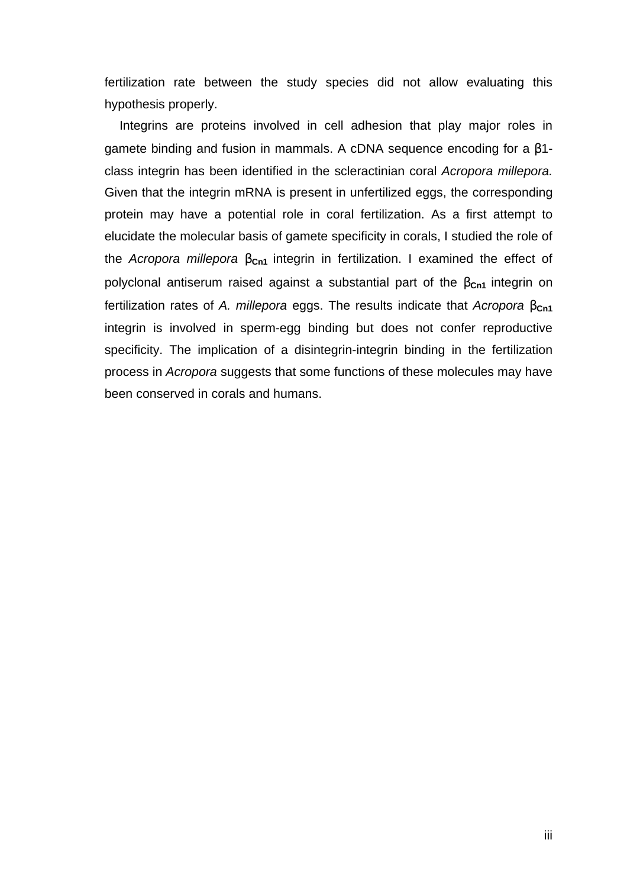fertilization rate between the study species did not allow evaluating this hypothesis properly.

Integrins are proteins involved in cell adhesion that play major roles in gamete binding and fusion in mammals. A cDNA sequence encoding for a β1-class integrin has been identified in the scleractinian coral *Acropora millepora.* Given that the integrin mRNA is present in unfertilized eggs, the corresponding protein may have a potential role in coral fertilization. As a first attempt to elucidate the molecular basis of gamete specificity in corals, I studied the role of the *Acropora millepora* $\beta_{\mathbf{Cn1}}$ integrin in fertilization. I examined the effect of polyclonal antiserum raised against a substantial part of the $\beta_{\mathbf{Cn1}}$ integrin on fertilization rates of *A. millepora* eggs. The results indicate that *Acropora* $\beta_{\mathbf{Cn1}}$ integrin is involved in sperm-egg binding but does not confer reproductive specificity. The implication of a disintegrin-integrin binding in the fertilization process in *Acropora* suggests that some functions of these molecules may have been conserved in corals and humans.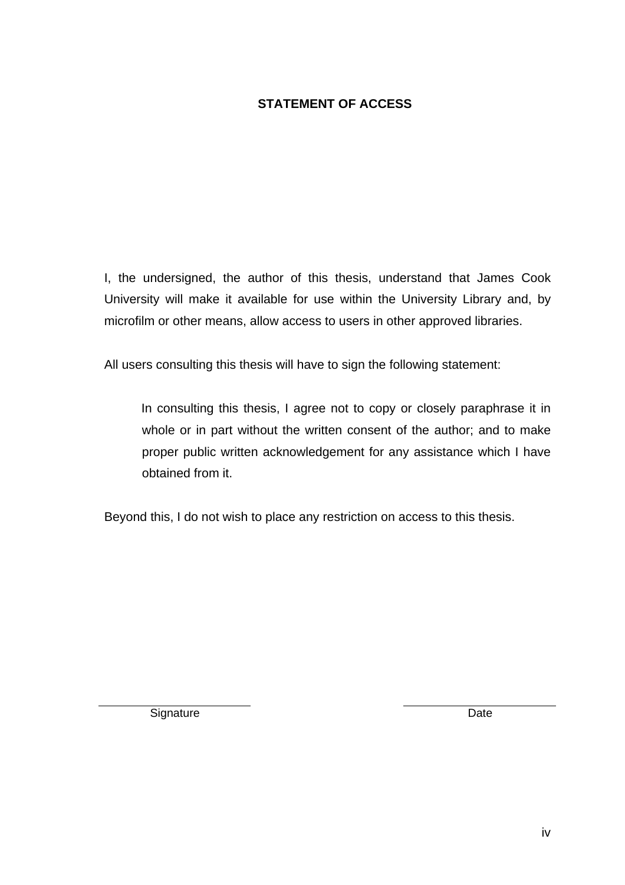# STATEMENT OF ACCESS

I, the undersigned, the author of this thesis, understand that James Cook University will make it available for use within the University Library and, by microfilm or other means, allow access to users in other approved libraries.

All users consulting this thesis will have to sign the following statement:

> In consulting this thesis, I agree not to copy or closely paraphrase it in whole or in part without the written consent of the author; and to make proper public written acknowledgement for any assistance which I have obtained from it.

Beyond this, I do not wish to place any restriction on access to this thesis.

______________________ ______________________

Signature Date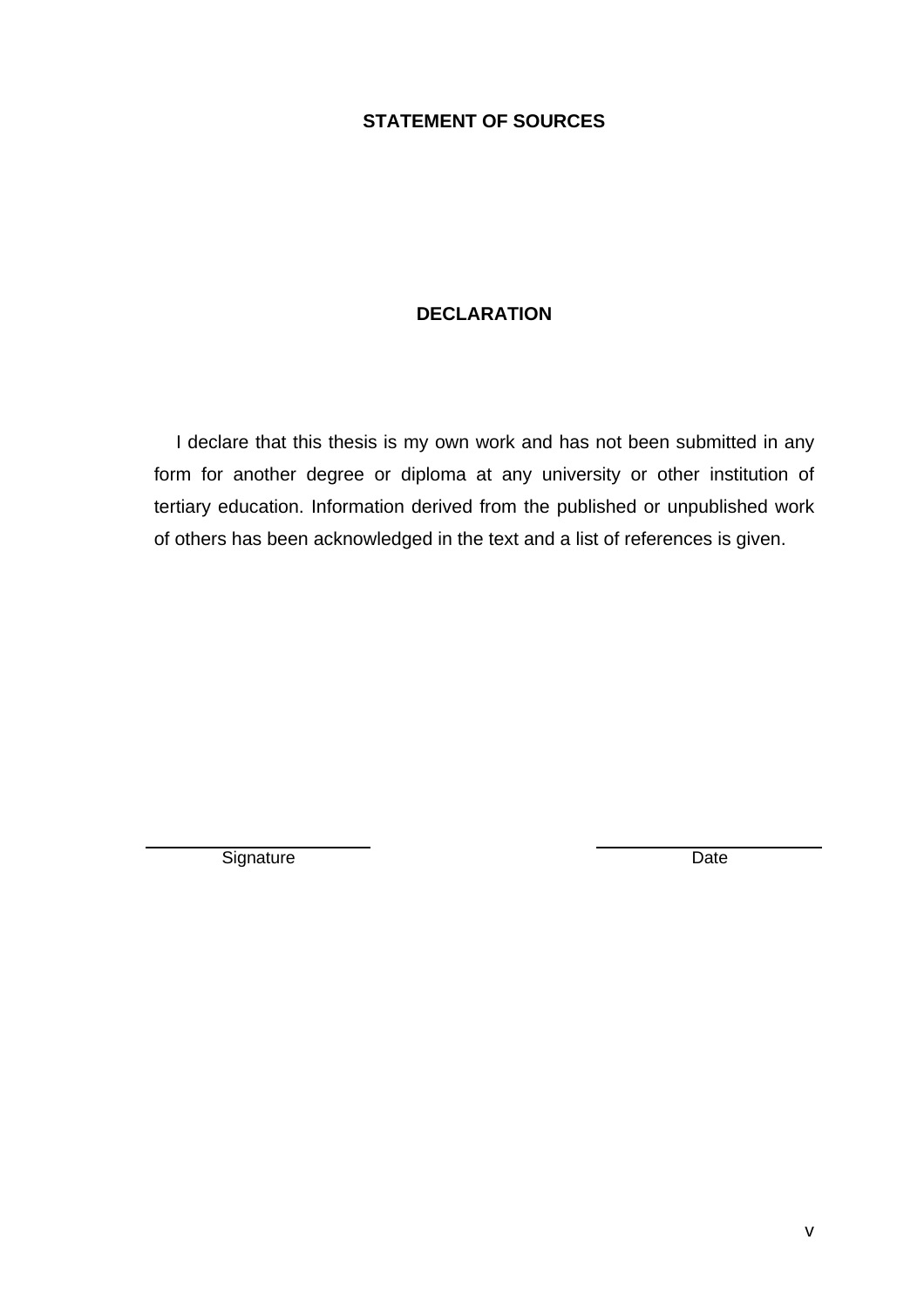## STATEMENT OF SOURCES

## DECLARATION

I declare that this thesis is my own work and has not been submitted in any form for another degree or diploma at any university or other institution of tertiary education. Information derived from the published or unpublished work of others has been acknowledged in the text and a list of references is given.

| Signature | Date |
| --- | --- |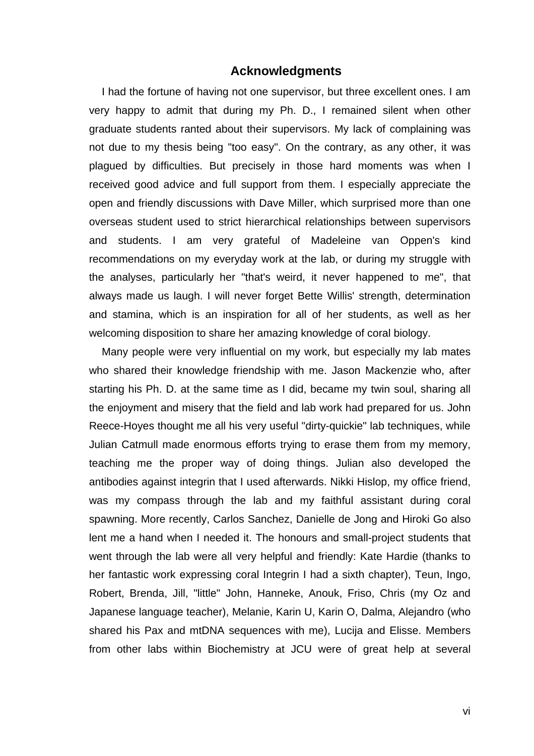## Acknowledgments

I had the fortune of having not one supervisor, but three excellent ones. I am very happy to admit that during my Ph. D., I remained silent when other graduate students ranted about their supervisors. My lack of complaining was not due to my thesis being "too easy". On the contrary, as any other, it was plagued by difficulties. But precisely in those hard moments was when I received good advice and full support from them. I especially appreciate the open and friendly discussions with Dave Miller, which surprised more than one overseas student used to strict hierarchical relationships between supervisors and students. I am very grateful of Madeleine van Oppen's kind recommendations on my everyday work at the lab, or during my struggle with the analyses, particularly her "that's weird, it never happened to me", that always made us laugh. I will never forget Bette Willis' strength, determination and stamina, which is an inspiration for all of her students, as well as her welcoming disposition to share her amazing knowledge of coral biology.

Many people were very influential on my work, but especially my lab mates who shared their knowledge friendship with me. Jason Mackenzie who, after starting his Ph. D. at the same time as I did, became my twin soul, sharing all the enjoyment and misery that the field and lab work had prepared for us. John Reece-Hoyes thought me all his very useful "dirty-quickie" lab techniques, while Julian Catmull made enormous efforts trying to erase them from my memory, teaching me the proper way of doing things. Julian also developed the antibodies against integrin that I used afterwards. Nikki Hislop, my office friend, was my compass through the lab and my faithful assistant during coral spawning. More recently, Carlos Sanchez, Danielle de Jong and Hiroki Go also lent me a hand when I needed it. The honours and small-project students that went through the lab were all very helpful and friendly: Kate Hardie (thanks to her fantastic work expressing coral Integrin I had a sixth chapter), Teun, Ingo, Robert, Brenda, Jill, "little" John, Hanneke, Anouk, Friso, Chris (my Oz and Japanese language teacher), Melanie, Karin U, Karin O, Dalma, Alejandro (who shared his Pax and mtDNA sequences with me), Lucija and Elisse. Members from other labs within Biochemistry at JCU were of great help at several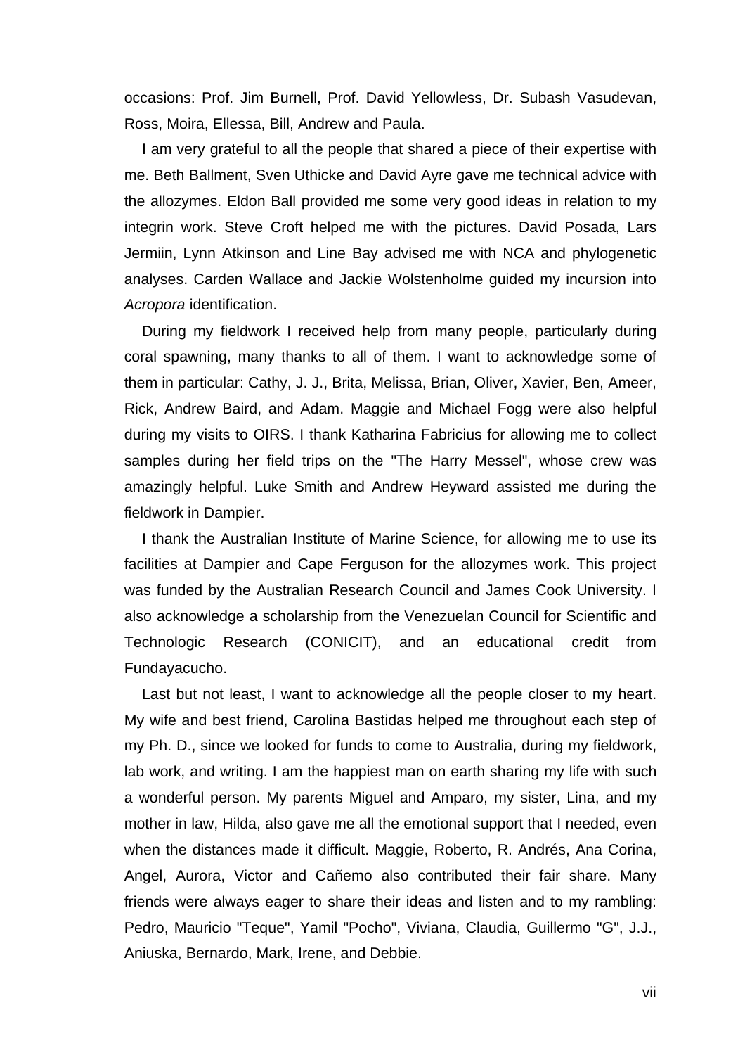occasions: Prof. Jim Burnell, Prof. David Yellowless, Dr. Subash Vasudevan, Ross, Moira, Ellessa, Bill, Andrew and Paula.

I am very grateful to all the people that shared a piece of their expertise with me. Beth Ballment, Sven Uthicke and David Ayre gave me technical advice with the allozymes. Eldon Ball provided me some very good ideas in relation to my integrin work. Steve Croft helped me with the pictures. David Posada, Lars Jermiin, Lynn Atkinson and Line Bay advised me with NCA and phylogenetic analyses. Carden Wallace and Jackie Wolstenholme guided my incursion into *Acropora* identification.

During my fieldwork I received help from many people, particularly during coral spawning, many thanks to all of them. I want to acknowledge some of them in particular: Cathy, J. J., Brita, Melissa, Brian, Oliver, Xavier, Ben, Ameer, Rick, Andrew Baird, and Adam. Maggie and Michael Fogg were also helpful during my visits to OIRS. I thank Katharina Fabricius for allowing me to collect samples during her field trips on the "The Harry Messel", whose crew was amazingly helpful. Luke Smith and Andrew Heyward assisted me during the fieldwork in Dampier.

I thank the Australian Institute of Marine Science, for allowing me to use its facilities at Dampier and Cape Ferguson for the allozymes work. This project was funded by the Australian Research Council and James Cook University. I also acknowledge a scholarship from the Venezuelan Council for Scientific and Technologic Research (CONICIT), and an educational credit from Fundayacucho.

Last but not least, I want to acknowledge all the people closer to my heart. My wife and best friend, Carolina Bastidas helped me throughout each step of my Ph. D., since we looked for funds to come to Australia, during my fieldwork, lab work, and writing. I am the happiest man on earth sharing my life with such a wonderful person. My parents Miguel and Amparo, my sister, Lina, and my mother in law, Hilda, also gave me all the emotional support that I needed, even when the distances made it difficult. Maggie, Roberto, R. Andrés, Ana Corina, Angel, Aurora, Victor and Cañemo also contributed their fair share. Many friends were always eager to share their ideas and listen and to my rambling: Pedro, Mauricio "Teque", Yamil "Pocho", Viviana, Claudia, Guillermo "G", J.J., Aniuska, Bernardo, Mark, Irene, and Debbie.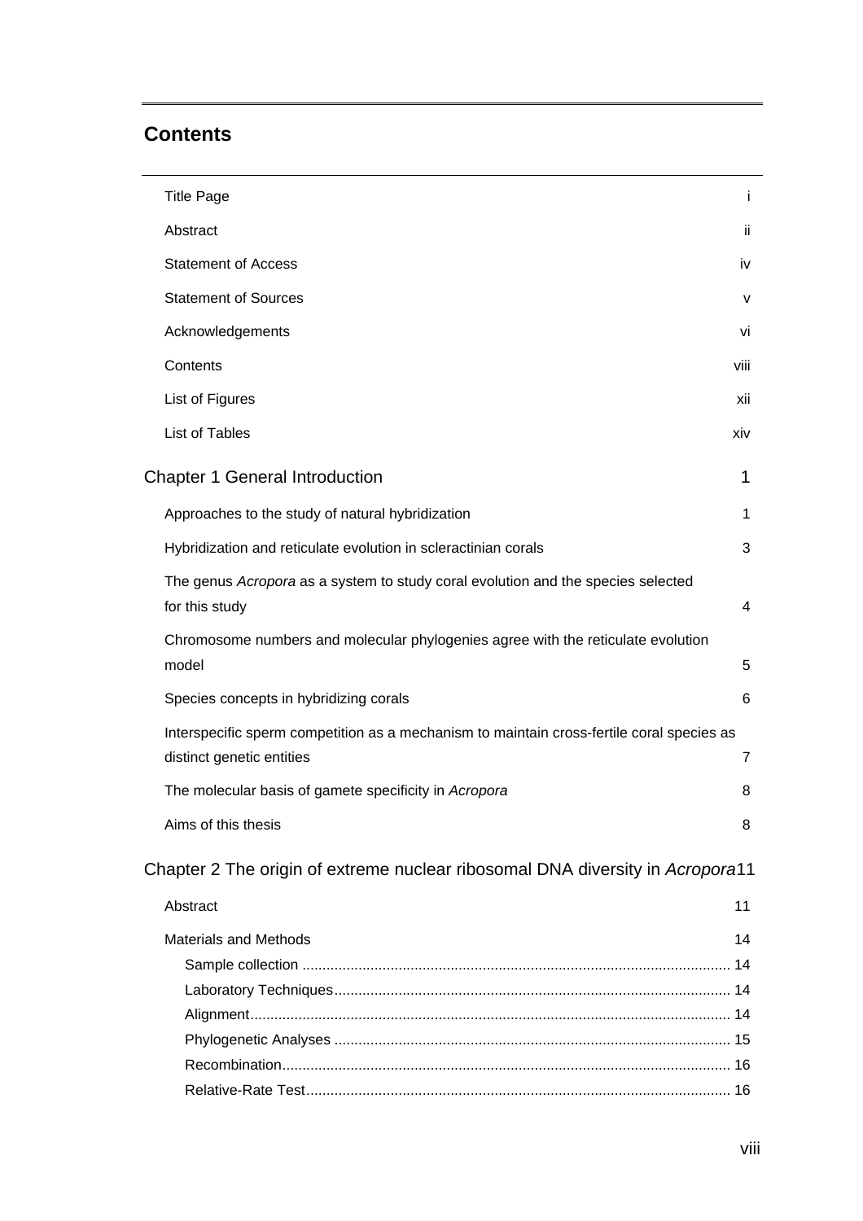## Contents

| | |
|---|---|
| Title Page | i |
| Abstract | ii |
| Statement of Access | iv |
| Statement of Sources | v |
| Acknowledgements | vi |
| Contents | viii |
| List of Figures | xii |
| List of Tables | xiv |

### Chapter 1 General Introduction — 1

- Approaches to the study of natural hybridization — 1
- Hybridization and reticulate evolution in scleractinian corals — 3
- The genus *Acropora* as a system to study coral evolution and the species selected for this study — 4
- Chromosome numbers and molecular phylogenies agree with the reticulate evolution model — 5
- Species concepts in hybridizing corals — 6
- Interspecific sperm competition as a mechanism to maintain cross-fertile coral species as distinct genetic entities — 7
- The molecular basis of gamete specificity in *Acropora* — 8
- Aims of this thesis — 8

### Chapter 2 The origin of extreme nuclear ribosomal DNA diversity in *Acropora* — 11

- Abstract — 11
- Materials and Methods — 14
  - Sample collection .......... 14
  - Laboratory Techniques .......... 14
  - Alignment .......... 14
  - Phylogenetic Analyses .......... 15
  - Recombination .......... 16
  - Relative-Rate Test .......... 16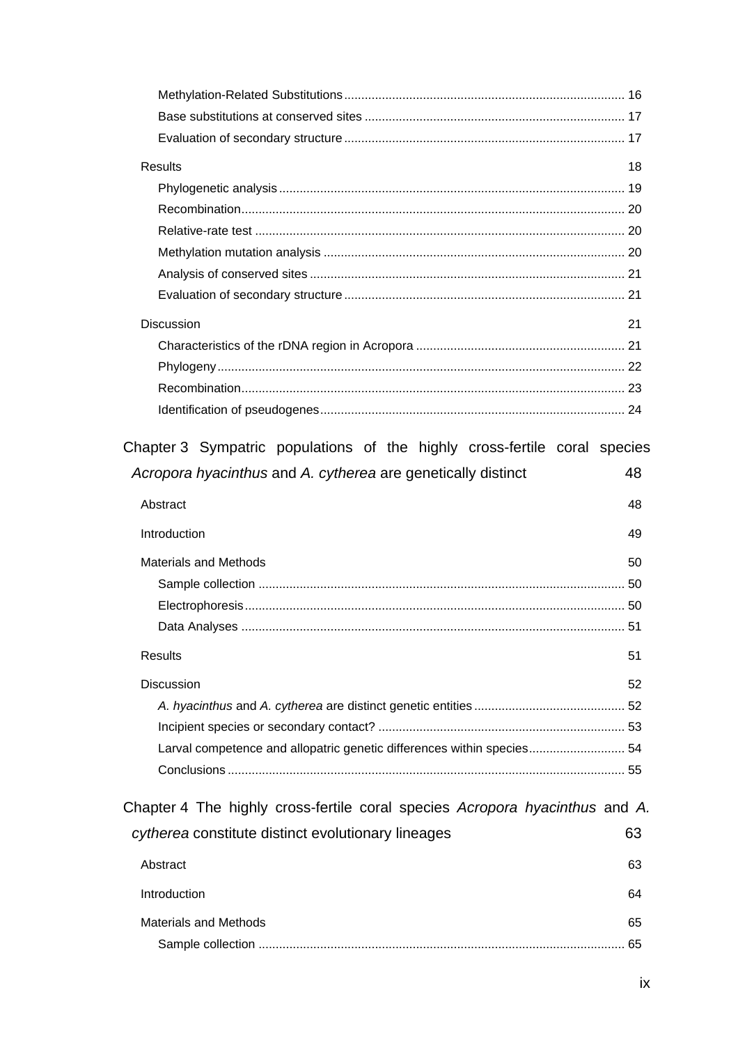Methylation-Related Substitutions ..... 16
Base substitutions at conserved sites ..... 17
Evaluation of secondary structure ..... 17

Results 18

Phylogenetic analysis ..... 19
Recombination ..... 20
Relative-rate test ..... 20
Methylation mutation analysis ..... 20
Analysis of conserved sites ..... 21
Evaluation of secondary structure ..... 21

Discussion 21

Characteristics of the rDNA region in Acropora ..... 21
Phylogeny ..... 22
Recombination ..... 23
Identification of pseudogenes ..... 24

Chapter 3 Sympatric populations of the highly cross-fertile coral species *Acropora hyacinthus* and *A. cytherea* are genetically distinct 48

Abstract 48

Introduction 49

Materials and Methods 50

Sample collection ..... 50
Electrophoresis ..... 50
Data Analyses ..... 51

Results 51

Discussion 52

*A. hyacinthus* and *A. cytherea* are distinct genetic entities ..... 52
Incipient species or secondary contact? ..... 53
Larval competence and allopatric genetic differences within species ..... 54
Conclusions ..... 55

Chapter 4 The highly cross-fertile coral species *Acropora hyacinthus* and *A. cytherea* constitute distinct evolutionary lineages 63

Abstract 63

Introduction 64

Materials and Methods 65

Sample collection ..... 65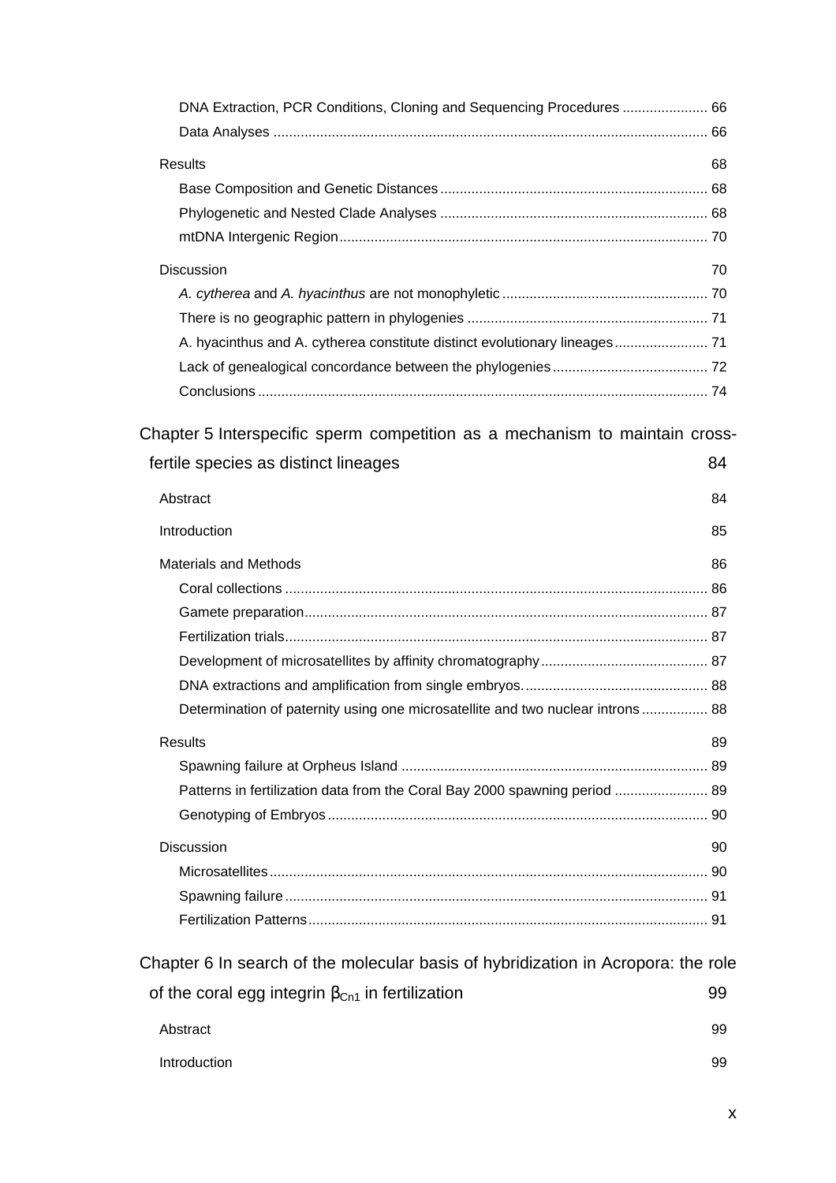DNA Extraction, PCR Conditions, Cloning and Sequencing Procedures ...................... 66

Data Analyses ............................................................................................................... 66

Results 68

Base Composition and Genetic Distances .................................................................... 68

Phylogenetic and Nested Clade Analyses .................................................................... 68

mtDNA Intergenic Region.............................................................................................. 70

Discussion 70

*A. cytherea* and *A. hyacinthus* are not monophyletic .................................................... 70

There is no geographic pattern in phylogenies ............................................................. 71

A. hyacinthus and A. cytherea constitute distinct evolutionary lineages........................ 71

Lack of genealogical concordance between the phylogenies........................................ 72

Conclusions ................................................................................................................... 74

Chapter 5 Interspecific sperm competition as a mechanism to maintain cross-fertile species as distinct lineages 84

Abstract 84

Introduction 85

Materials and Methods 86

Coral collections ............................................................................................................ 86

Gamete preparation....................................................................................................... 87

Fertilization trials............................................................................................................ 87

Development of microsatellites by affinity chromatography........................................... 87

DNA extractions and amplification from single embryos............................................... 88

Determination of paternity using one microsatellite and two nuclear introns................. 88

Results 89

Spawning failure at Orpheus Island .............................................................................. 89

Patterns in fertilization data from the Coral Bay 2000 spawning period ........................ 89

Genotyping of Embryos................................................................................................. 90

Discussion 90

Microsatellites................................................................................................................ 90

Spawning failure ............................................................................................................ 91

Fertilization Patterns...................................................................................................... 91

Chapter 6 In search of the molecular basis of hybridization in Acropora: the role of the coral egg integrin $\beta_{Cn1}$ in fertilization 99

Abstract 99

Introduction 99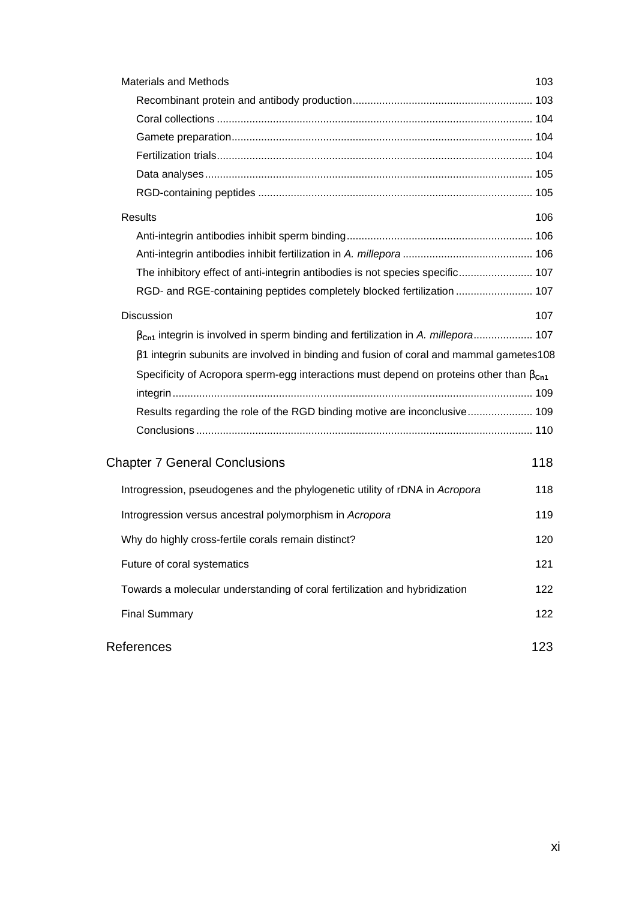Materials and Methods 103

- Recombinant protein and antibody production 103
- Coral collections 104
- Gamete preparation 104
- Fertilization trials 104
- Data analyses 105
- RGD-containing peptides 105

Results 106

- Anti-integrin antibodies inhibit sperm binding 106
- Anti-integrin antibodies inhibit fertilization in *A. millepora* 106
- The inhibitory effect of anti-integrin antibodies is not species specific 107
- RGD- and RGE-containing peptides completely blocked fertilization 107

Discussion 107

- $\beta_{Cn1}$ integrin is involved in sperm binding and fertilization in *A. millepora* 107
- β1 integrin subunits are involved in binding and fusion of coral and mammal gametes 108
- Specificity of Acropora sperm-egg interactions must depend on proteins other than $\beta_{Cn1}$ integrin 109
- Results regarding the role of the RGD binding motive are inconclusive 109
- Conclusions 110

## Chapter 7 General Conclusions 118

- Introgression, pseudogenes and the phylogenetic utility of rDNA in *Acropora* 118
- Introgression versus ancestral polymorphism in *Acropora* 119
- Why do highly cross-fertile corals remain distinct? 120
- Future of coral systematics 121
- Towards a molecular understanding of coral fertilization and hybridization 122
- Final Summary 122

## References 123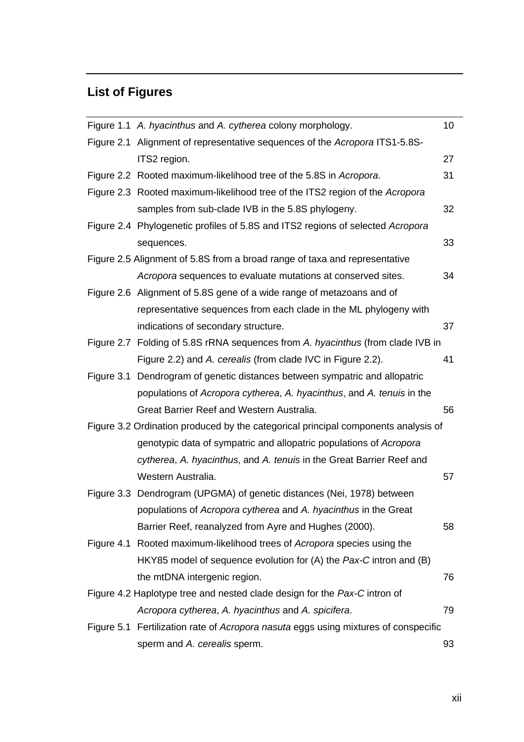## List of Figures

| | | |
|---|---|---|
| Figure 1.1 | *A. hyacinthus* and *A. cytherea* colony morphology. | 10 |
| Figure 2.1 | Alignment of representative sequences of the *Acropora* ITS1-5.8S-ITS2 region. | 27 |
| Figure 2.2 | Rooted maximum-likelihood tree of the 5.8S in *Acropora*. | 31 |
| Figure 2.3 | Rooted maximum-likelihood tree of the ITS2 region of the *Acropora* samples from sub-clade IVB in the 5.8S phylogeny. | 32 |
| Figure 2.4 | Phylogenetic profiles of 5.8S and ITS2 regions of selected *Acropora* sequences. | 33 |
| Figure 2.5 | Alignment of 5.8S from a broad range of taxa and representative *Acropora* sequences to evaluate mutations at conserved sites. | 34 |
| Figure 2.6 | Alignment of 5.8S gene of a wide range of metazoans and of representative sequences from each clade in the ML phylogeny with indications of secondary structure. | 37 |
| Figure 2.7 | Folding of 5.8S rRNA sequences from *A. hyacinthus* (from clade IVB in Figure 2.2) and *A. cerealis* (from clade IVC in Figure 2.2). | 41 |
| Figure 3.1 | Dendrogram of genetic distances between sympatric and allopatric populations of *Acropora cytherea*, *A. hyacinthus*, and *A. tenuis* in the Great Barrier Reef and Western Australia. | 56 |
| Figure 3.2 | Ordination produced by the categorical principal components analysis of genotypic data of sympatric and allopatric populations of *Acropora cytherea*, *A. hyacinthus*, and *A. tenuis* in the Great Barrier Reef and Western Australia. | 57 |
| Figure 3.3 | Dendrogram (UPGMA) of genetic distances (Nei, 1978) between populations of *Acropora cytherea* and *A. hyacinthus* in the Great Barrier Reef, reanalyzed from Ayre and Hughes (2000). | 58 |
| Figure 4.1 | Rooted maximum-likelihood trees of *Acropora* species using the HKY85 model of sequence evolution for (A) the *Pax-C* intron and (B) the mtDNA intergenic region. | 76 |
| Figure 4.2 | Haplotype tree and nested clade design for the *Pax-C* intron of *Acropora cytherea*, *A. hyacinthus* and *A. spicifera*. | 79 |
| Figure 5.1 | Fertilization rate of *Acropora nasuta* eggs using mixtures of conspecific sperm and *A. cerealis* sperm. | 93 |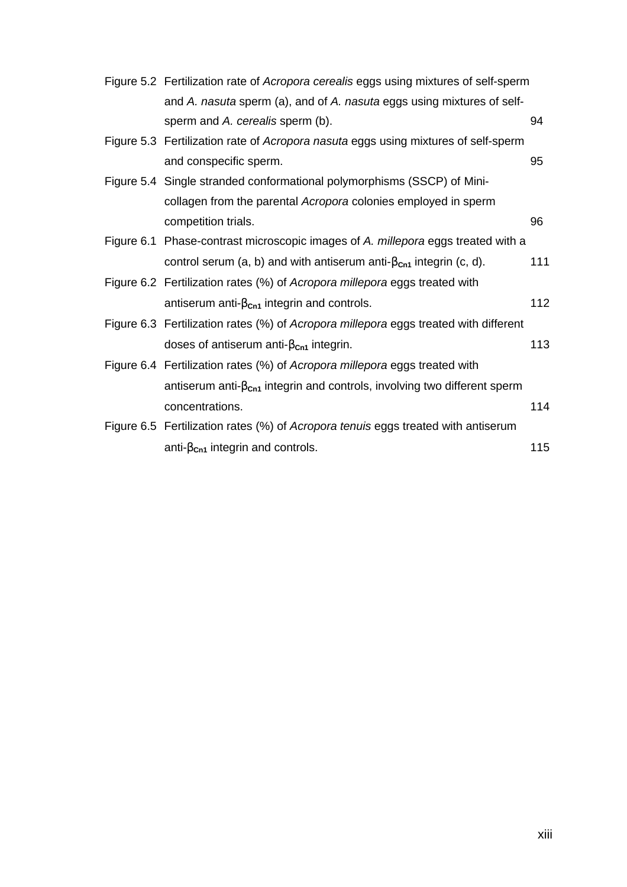| | | |
|---|---|---|
| Figure 5.2 | Fertilization rate of *Acropora cerealis* eggs using mixtures of self-sperm and *A. nasuta* sperm (a), and of *A. nasuta* eggs using mixtures of self-sperm and *A. cerealis* sperm (b). | 94 |
| Figure 5.3 | Fertilization rate of *Acropora nasuta* eggs using mixtures of self-sperm and conspecific sperm. | 95 |
| Figure 5.4 | Single stranded conformational polymorphisms (SSCP) of Mini-collagen from the parental *Acropora* colonies employed in sperm competition trials. | 96 |
| Figure 6.1 | Phase-contrast microscopic images of *A. millepora* eggs treated with a control serum (a, b) and with antiserum anti-$\beta_{Cn1}$ integrin (c, d). | 111 |
| Figure 6.2 | Fertilization rates (%) of *Acropora millepora* eggs treated with antiserum anti-$\beta_{Cn1}$ integrin and controls. | 112 |
| Figure 6.3 | Fertilization rates (%) of *Acropora millepora* eggs treated with different doses of antiserum anti-$\beta_{Cn1}$ integrin. | 113 |
| Figure 6.4 | Fertilization rates (%) of *Acropora millepora* eggs treated with antiserum anti-$\beta_{Cn1}$ integrin and controls, involving two different sperm concentrations. | 114 |
| Figure 6.5 | Fertilization rates (%) of *Acropora tenuis* eggs treated with antiserum anti-$\beta_{Cn1}$ integrin and controls. | 115 |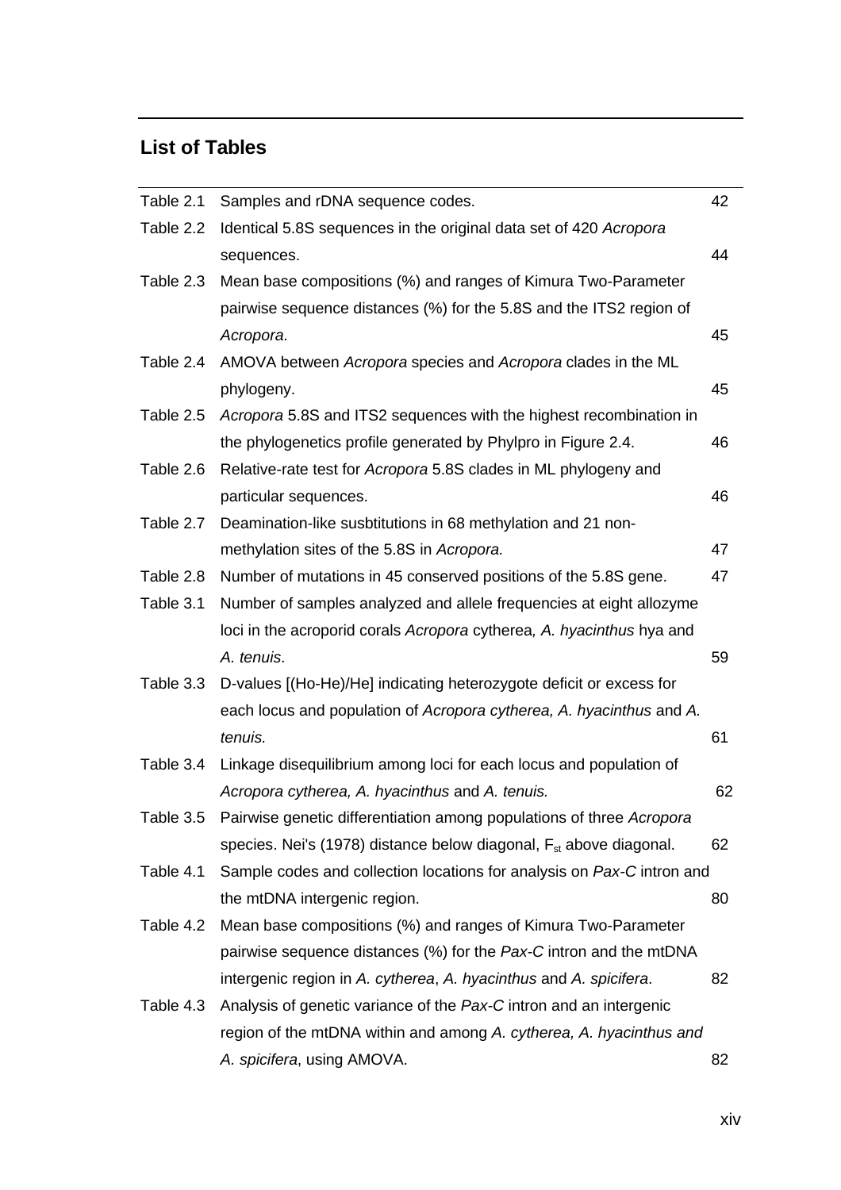## List of Tables

| | | |
|---|---|---|
| Table 2.1 | Samples and rDNA sequence codes. | 42 |
| Table 2.2 | Identical 5.8S sequences in the original data set of 420 *Acropora* sequences. | 44 |
| Table 2.3 | Mean base compositions (%) and ranges of Kimura Two-Parameter pairwise sequence distances (%) for the 5.8S and the ITS2 region of *Acropora*. | 45 |
| Table 2.4 | AMOVA between *Acropora* species and *Acropora* clades in the ML phylogeny. | 45 |
| Table 2.5 | *Acropora* 5.8S and ITS2 sequences with the highest recombination in the phylogenetics profile generated by Phylpro in Figure 2.4. | 46 |
| Table 2.6 | Relative-rate test for *Acropora* 5.8S clades in ML phylogeny and particular sequences. | 46 |
| Table 2.7 | Deamination-like susbtitutions in 68 methylation and 21 non-methylation sites of the 5.8S in *Acropora.* | 47 |
| Table 2.8 | Number of mutations in 45 conserved positions of the 5.8S gene. | 47 |
| Table 3.1 | Number of samples analyzed and allele frequencies at eight allozyme loci in the acroporid corals *Acropora* cytherea*, A. hyacinthus* hya and *A. tenuis*. | 59 |
| Table 3.3 | D-values [(Ho-He)/He] indicating heterozygote deficit or excess for each locus and population of *Acropora cytherea, A. hyacinthus* and *A. tenuis.* | 61 |
| Table 3.4 | Linkage disequilibrium among loci for each locus and population of *Acropora cytherea, A. hyacinthus* and *A. tenuis.* | 62 |
| Table 3.5 | Pairwise genetic differentiation among populations of three *Acropora* species. Nei's (1978) distance below diagonal, $F_{st}$ above diagonal. | 62 |
| Table 4.1 | Sample codes and collection locations for analysis on *Pax-C* intron and the mtDNA intergenic region. | 80 |
| Table 4.2 | Mean base compositions (%) and ranges of Kimura Two-Parameter pairwise sequence distances (%) for the *Pax-C* intron and the mtDNA intergenic region in *A. cytherea*, *A. hyacinthus* and *A. spicifera*. | 82 |
| Table 4.3 | Analysis of genetic variance of the *Pax-C* intron and an intergenic region of the mtDNA within and among *A. cytherea, A. hyacinthus and A. spicifera*, using AMOVA. | 82 |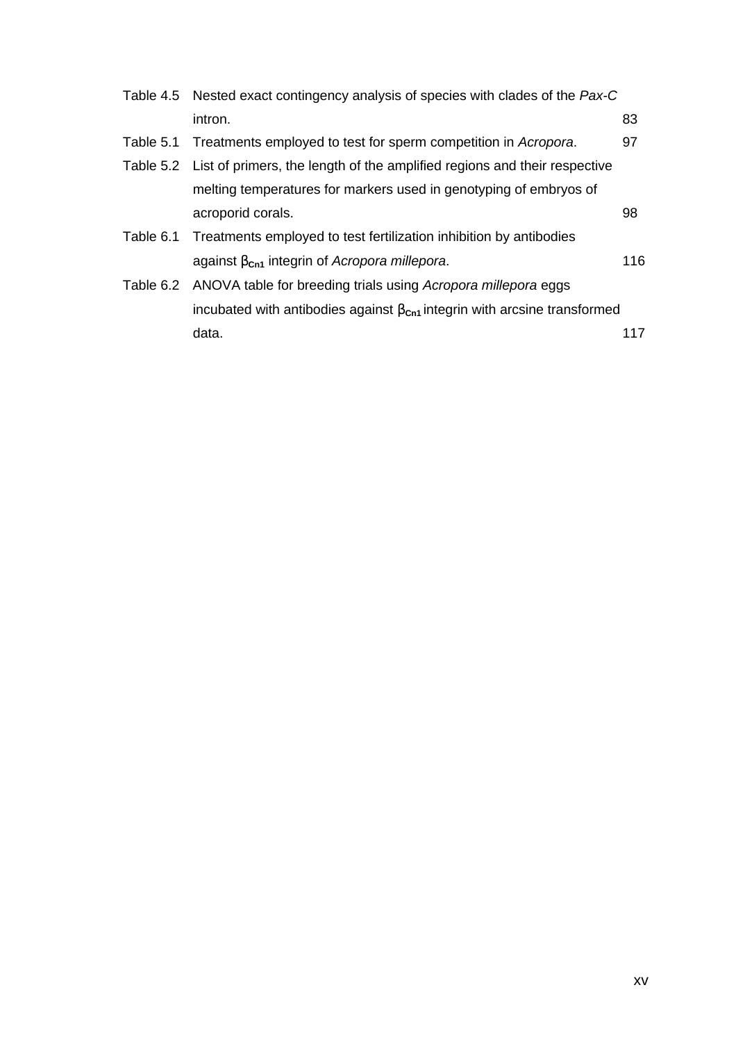| | | |
|---|---|---|
| Table 4.5 | Nested exact contingency analysis of species with clades of the *Pax-C* intron. | 83 |
| Table 5.1 | Treatments employed to test for sperm competition in *Acropora*. | 97 |
| Table 5.2 | List of primers, the length of the amplified regions and their respective melting temperatures for markers used in genotyping of embryos of acroporid corals. | 98 |
| Table 6.1 | Treatments employed to test fertilization inhibition by antibodies against $\beta_{Cn1}$ integrin of *Acropora millepora*. | 116 |
| Table 6.2 | ANOVA table for breeding trials using *Acropora millepora* eggs incubated with antibodies against $\beta_{Cn1}$ integrin with arcsine transformed data. | 117 |